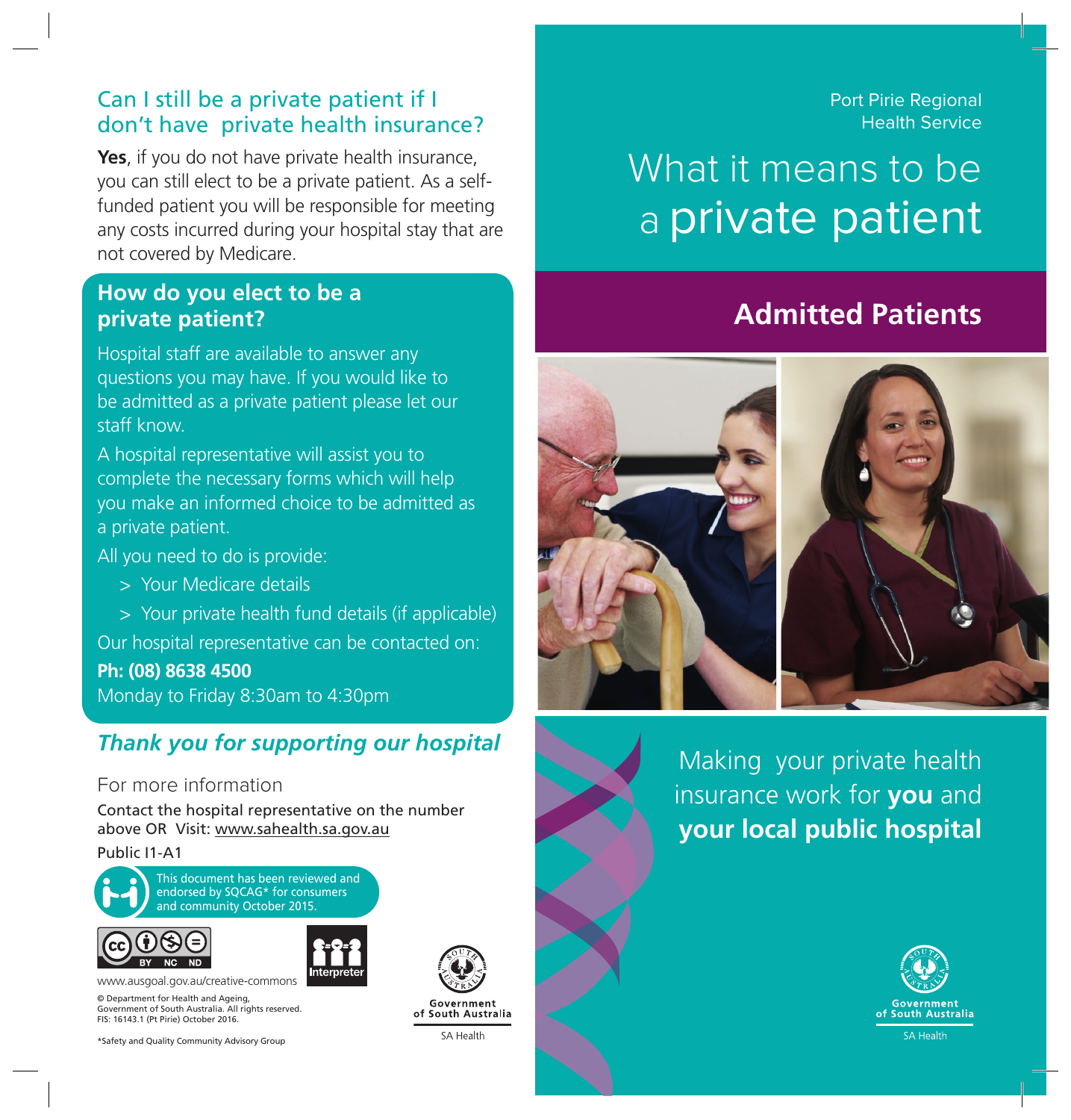Port Pirie Regional Health Service

# What it means to be a private patient

## Admitted Patients

Making your private health insurance work for **you** and **your local public hospital**

Government of South Australia

SA Health

## Can I still be a private patient if I don't have private health insurance?

**Yes**, if you do not have private health insurance, you can still elect to be a private patient. As a self-funded patient you will be responsible for meeting any costs incurred during your hospital stay that are not covered by Medicare.

## How do you elect to be a private patient?

Hospital staff are available to answer any questions you may have. If you would like to be admitted as a private patient please let our staff know.

A hospital representative will assist you to complete the necessary forms which will help you make an informed choice to be admitted as a private patient.

All you need to do is provide:

- Your Medicare details
- Your private health fund details (if applicable)

Our hospital representative can be contacted on:

**Ph: (08) 8638 4500**

Monday to Friday 8:30am to 4:30pm

***Thank you for supporting our hospital***

### For more information

Contact the hospital representative on the number above OR Visit: www.sahealth.sa.gov.au

Public I1-A1

This document has been reviewed and endorsed by SQCAG* for consumers and community October 2015.

www.ausgoal.gov.au/creative-commons

Interpreter

© Department for Health and Ageing, Government of South Australia. All rights reserved. FIS: 16143.1 (Pt Pirie) October 2016.

*Safety and Quality Community Advisory Group

Government of South Australia

SA Health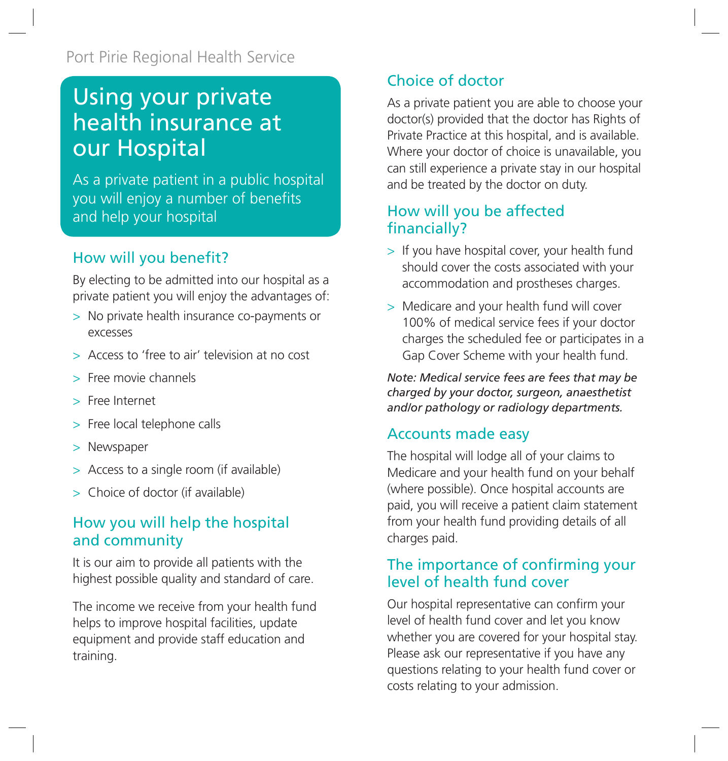Port Pirie Regional Health Service

# Using your private health insurance at our Hospital

As a private patient in a public hospital you will enjoy a number of benefits and help your hospital

## How will you benefit?

By electing to be admitted into our hospital as a private patient you will enjoy the advantages of:

- No private health insurance co-payments or excesses
- Access to 'free to air' television at no cost
- Free movie channels
- Free Internet
- Free local telephone calls
- Newspaper
- Access to a single room (if available)
- Choice of doctor (if available)

## How you will help the hospital and community

It is our aim to provide all patients with the highest possible quality and standard of care.

The income we receive from your health fund helps to improve hospital facilities, update equipment and provide staff education and training.

## Choice of doctor

As a private patient you are able to choose your doctor(s) provided that the doctor has Rights of Private Practice at this hospital, and is available. Where your doctor of choice is unavailable, you can still experience a private stay in our hospital and be treated by the doctor on duty.

## How will you be affected financially?

- If you have hospital cover, your health fund should cover the costs associated with your accommodation and prostheses charges.
- Medicare and your health fund will cover 100% of medical service fees if your doctor charges the scheduled fee or participates in a Gap Cover Scheme with your health fund.

*Note: Medical service fees are fees that may be charged by your doctor, surgeon, anaesthetist and/or pathology or radiology departments.*

## Accounts made easy

The hospital will lodge all of your claims to Medicare and your health fund on your behalf (where possible). Once hospital accounts are paid, you will receive a patient claim statement from your health fund providing details of all charges paid.

## The importance of confirming your level of health fund cover

Our hospital representative can confirm your level of health fund cover and let you know whether you are covered for your hospital stay. Please ask our representative if you have any questions relating to your health fund cover or costs relating to your admission.